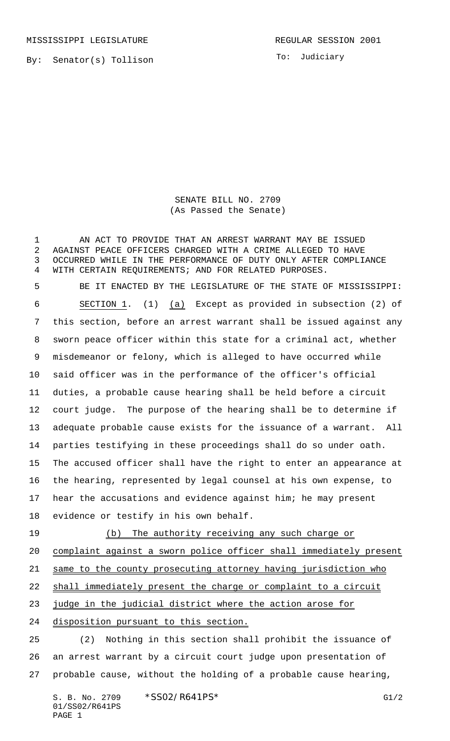MISSISSIPPI LEGISLATURE

REGULAR SESSION 2001

By: Senator(s) Tollison

To: Judiciary

SENATE BILL NO. 2709
(As Passed the Senate)

AN ACT TO PROVIDE THAT AN ARREST WARRANT MAY BE ISSUED AGAINST PEACE OFFICERS CHARGED WITH A CRIME ALLEGED TO HAVE OCCURRED WHILE IN THE PERFORMANCE OF DUTY ONLY AFTER COMPLIANCE WITH CERTAIN REQUIREMENTS; AND FOR RELATED PURPOSES.

BE IT ENACTED BY THE LEGISLATURE OF THE STATE OF MISSISSIPPI:

SECTION 1. (1) (a) Except as provided in subsection (2) of this section, before an arrest warrant shall be issued against any sworn peace officer within this state for a criminal act, whether misdemeanor or felony, which is alleged to have occurred while said officer was in the performance of the officer's official duties, a probable cause hearing shall be held before a circuit court judge. The purpose of the hearing shall be to determine if adequate probable cause exists for the issuance of a warrant. All parties testifying in these proceedings shall do so under oath. The accused officer shall have the right to enter an appearance at the hearing, represented by legal counsel at his own expense, to hear the accusations and evidence against him; he may present evidence or testify in his own behalf.

(b) The authority receiving any such charge or complaint against a sworn police officer shall immediately present same to the county prosecuting attorney having jurisdiction who shall immediately present the charge or complaint to a circuit judge in the judicial district where the action arose for disposition pursuant to this section.

(2) Nothing in this section shall prohibit the issuance of an arrest warrant by a circuit court judge upon presentation of probable cause, without the holding of a probable cause hearing,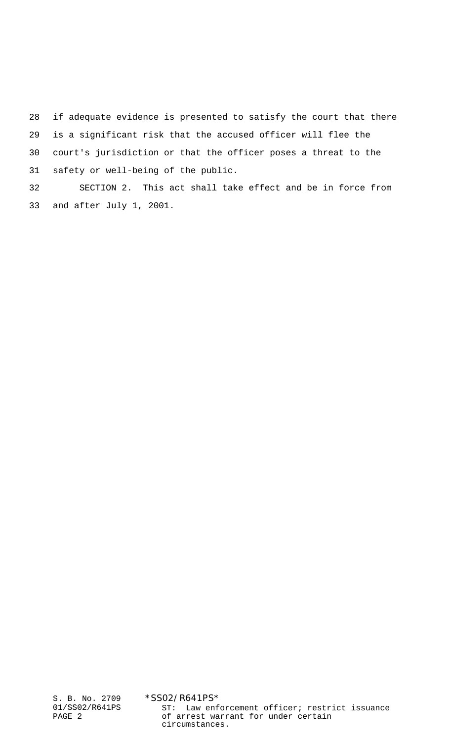if adequate evidence is presented to satisfy the court that there is a significant risk that the accused officer will flee the court's jurisdiction or that the officer poses a threat to the safety or well-being of the public.

SECTION 2. This act shall take effect and be in force from and after July 1, 2001.